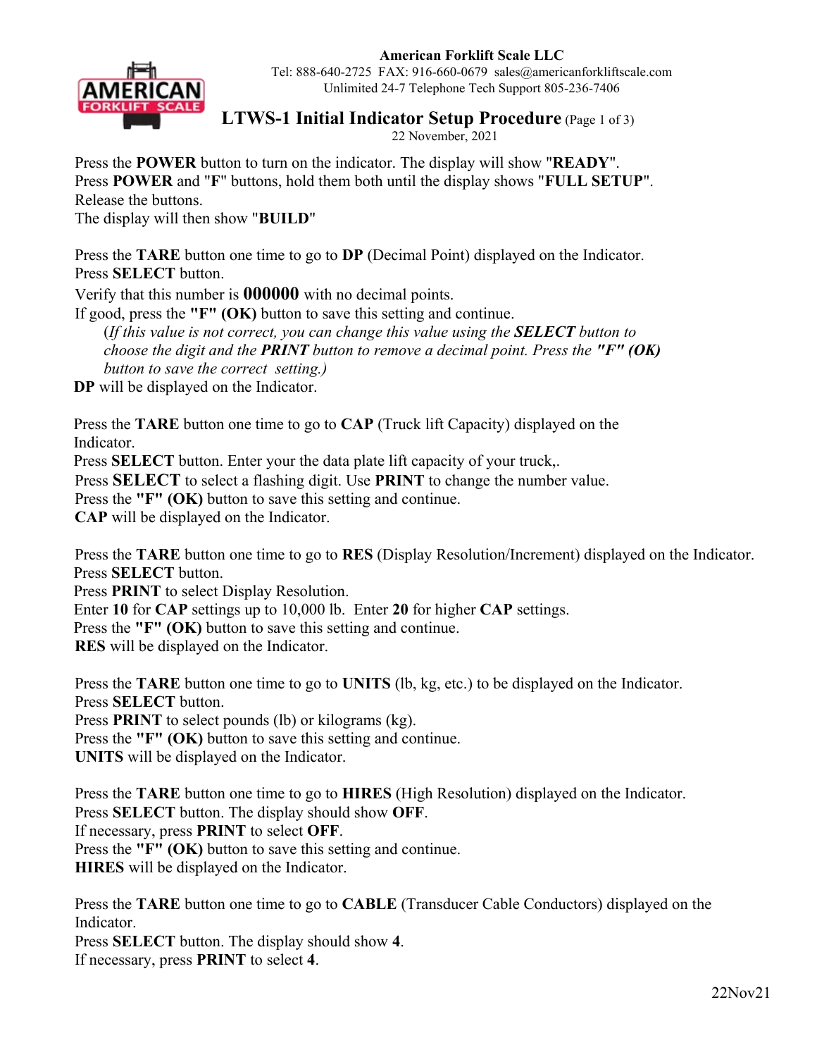**American Forklift Scale LLC**
Tel: 888-640-2725 FAX: 916-660-0679 sales@americanforkliftscale.com
Unlimited 24-7 Telephone Tech Support 805-236-7406

# LTWS-1 Initial Indicator Setup Procedure (Page 1 of 3)

22 November, 2021

Press the **POWER** button to turn on the indicator. The display will show "**READY**".
Press **POWER** and "**F**" buttons, hold them both until the display shows "**FULL SETUP**".
Release the buttons.
The display will then show "**BUILD**"

Press the **TARE** button one time to go to **DP** (Decimal Point) displayed on the Indicator.
Press **SELECT** button.
Verify that this number is **000000** with no decimal points.
If good, press the **"F" (OK)** button to save this setting and continue.

*(If this value is not correct, you can change this value using the* ***SELECT*** *button to choose the digit and the* ***PRINT*** *button to remove a decimal point. Press the* ***"F" (OK)*** *button to save the correct setting.)*

**DP** will be displayed on the Indicator.

Press the **TARE** button one time to go to **CAP** (Truck lift Capacity) displayed on the Indicator.
Press **SELECT** button. Enter your the data plate lift capacity of your truck,.
Press **SELECT** to select a flashing digit. Use **PRINT** to change the number value.
Press the **"F" (OK)** button to save this setting and continue.
**CAP** will be displayed on the Indicator.

Press the **TARE** button one time to go to **RES** (Display Resolution/Increment) displayed on the Indicator.
Press **SELECT** button.
Press **PRINT** to select Display Resolution.
Enter **10** for **CAP** settings up to 10,000 lb. Enter **20** for higher **CAP** settings.
Press the **"F" (OK)** button to save this setting and continue.
**RES** will be displayed on the Indicator.

Press the **TARE** button one time to go to **UNITS** (lb, kg, etc.) to be displayed on the Indicator.
Press **SELECT** button.
Press **PRINT** to select pounds (lb) or kilograms (kg).
Press the **"F" (OK)** button to save this setting and continue.
**UNITS** will be displayed on the Indicator.

Press the **TARE** button one time to go to **HIRES** (High Resolution) displayed on the Indicator.
Press **SELECT** button. The display should show **OFF**.
If necessary, press **PRINT** to select **OFF**.
Press the **"F" (OK)** button to save this setting and continue.
**HIRES** will be displayed on the Indicator.

Press the **TARE** button one time to go to **CABLE** (Transducer Cable Conductors) displayed on the Indicator.
Press **SELECT** button. The display should show **4**.
If necessary, press **PRINT** to select **4**.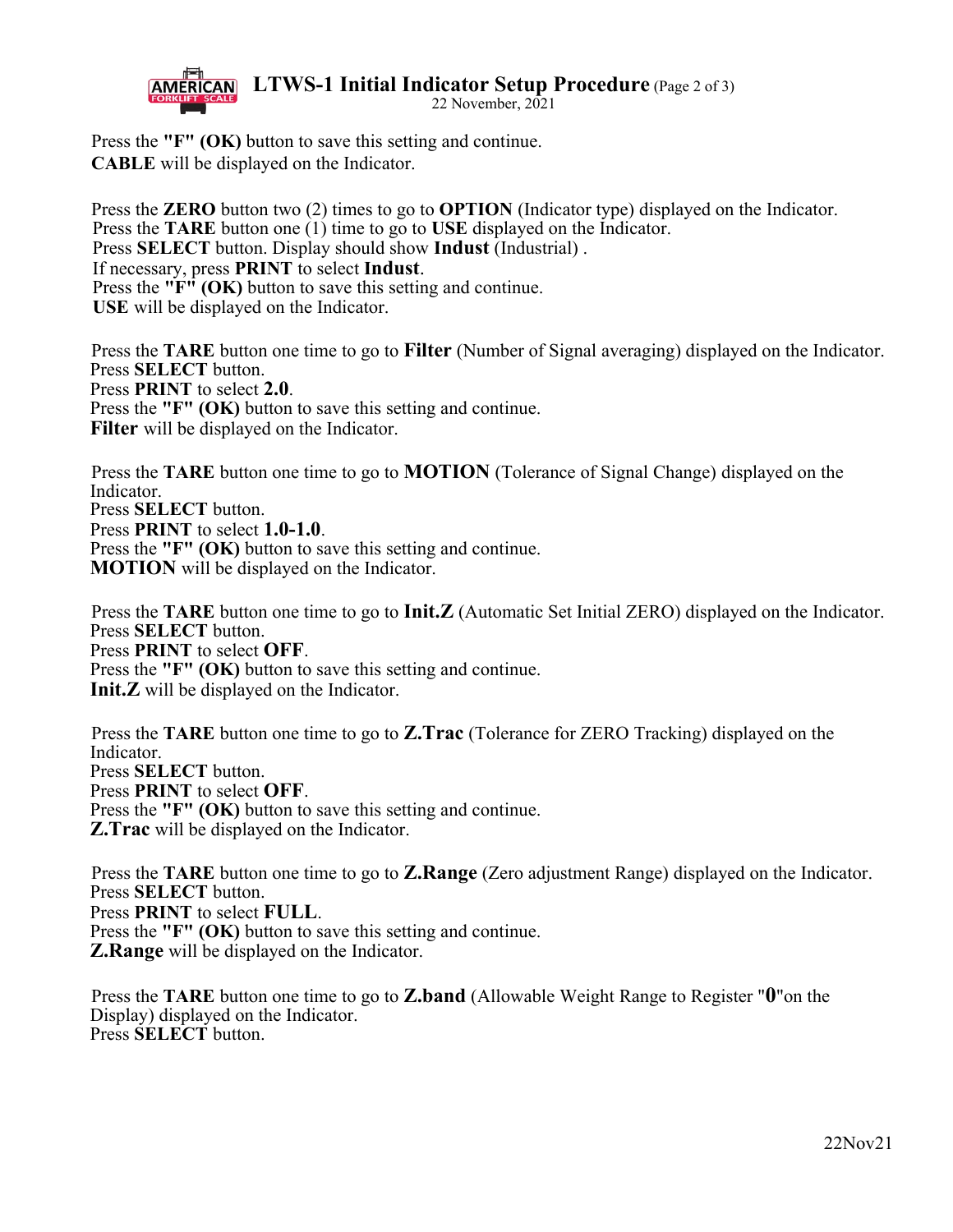Press the **"F" (OK)** button to save this setting and continue.
**CABLE** will be displayed on the Indicator.

Press the **ZERO** button two (2) times to go to **OPTION** (Indicator type) displayed on the Indicator.
Press the **TARE** button one (1) time to go to **USE** displayed on the Indicator.
Press **SELECT** button. Display should show **Indust** (Industrial) .
If necessary, press **PRINT** to select **Indust**.
Press the **"F" (OK)** button to save this setting and continue.
**USE** will be displayed on the Indicator.

Press the **TARE** button one time to go to **Filter** (Number of Signal averaging) displayed on the Indicator.
Press **SELECT** button.
Press **PRINT** to select **2.0**.
Press the **"F" (OK)** button to save this setting and continue.
**Filter** will be displayed on the Indicator.

Press the **TARE** button one time to go to **MOTION** (Tolerance of Signal Change) displayed on the Indicator.
Press **SELECT** button.
Press **PRINT** to select **1.0-1.0**.
Press the **"F" (OK)** button to save this setting and continue.
**MOTION** will be displayed on the Indicator.

Press the **TARE** button one time to go to **Init.Z** (Automatic Set Initial ZERO) displayed on the Indicator.
Press **SELECT** button.
Press **PRINT** to select **OFF**.
Press the **"F" (OK)** button to save this setting and continue.
**Init.Z** will be displayed on the Indicator.

Press the **TARE** button one time to go to **Z.Trac** (Tolerance for ZERO Tracking) displayed on the Indicator.
Press **SELECT** button.
Press **PRINT** to select **OFF**.
Press the **"F" (OK)** button to save this setting and continue.
**Z.Trac** will be displayed on the Indicator.

Press the **TARE** button one time to go to **Z.Range** (Zero adjustment Range) displayed on the Indicator.
Press **SELECT** button.
Press **PRINT** to select **FULL**.
Press the **"F" (OK)** button to save this setting and continue.
**Z.Range** will be displayed on the Indicator.

Press the **TARE** button one time to go to **Z.band** (Allowable Weight Range to Register "**0**"on the Display) displayed on the Indicator.
Press **SELECT** button.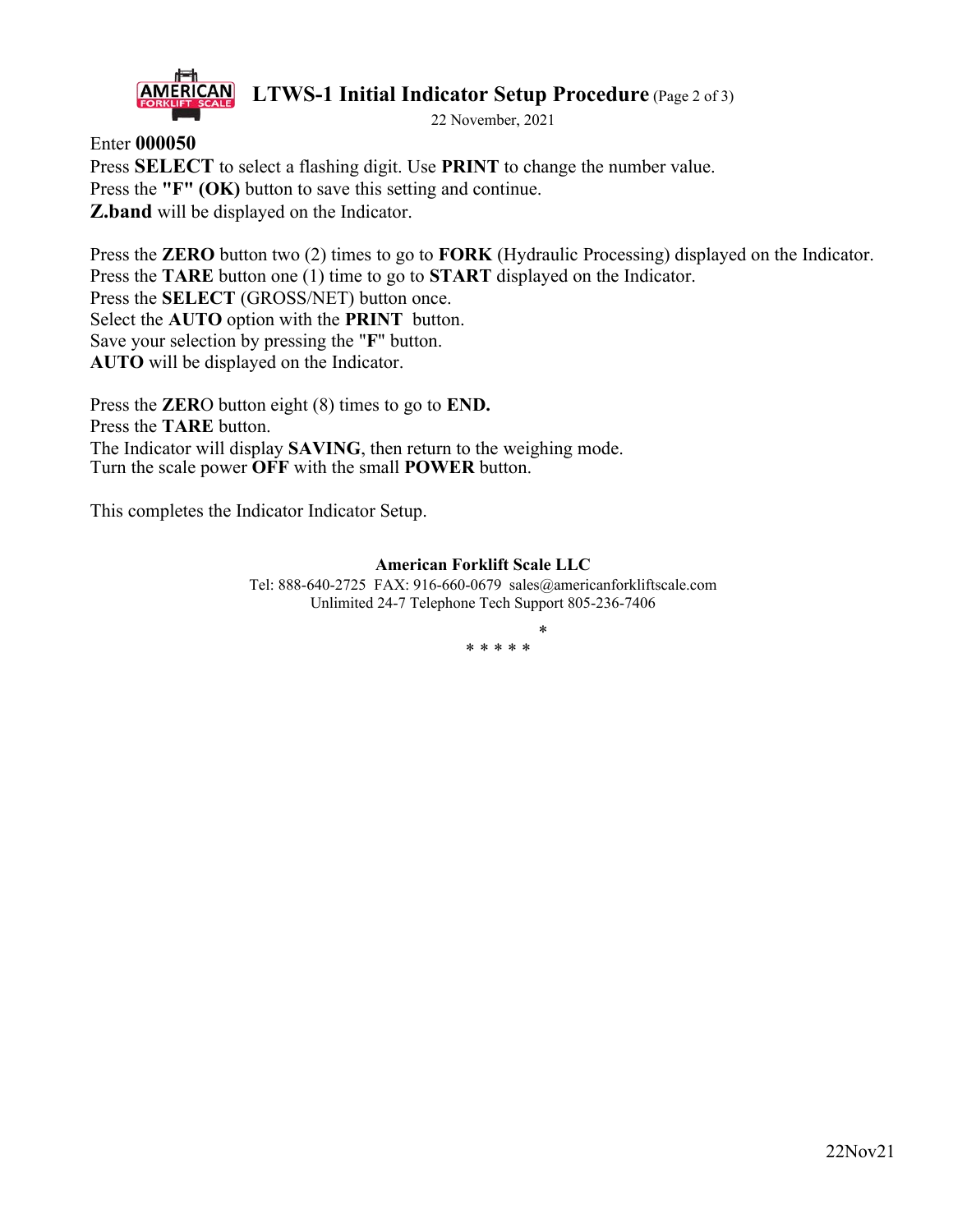Enter **000050**
Press **SELECT** to select a flashing digit. Use **PRINT** to change the number value.
Press the **"F" (OK)** button to save this setting and continue.
**Z.band** will be displayed on the Indicator.

Press the **ZERO** button two (2) times to go to **FORK** (Hydraulic Processing) displayed on the Indicator.
Press the **TARE** button one (1) time to go to **START** displayed on the Indicator.
Press the **SELECT** (GROSS/NET) button once.
Select the **AUTO** option with the **PRINT** button.
Save your selection by pressing the "**F**" button.
**AUTO** will be displayed on the Indicator.

Press the **ZER**O button eight (8) times to go to **END.**
Press the **TARE** button.
The Indicator will display **SAVING**, then return to the weighing mode.
Turn the scale power **OFF** with the small **POWER** button.

This completes the Indicator Indicator Setup.

**American Forklift Scale LLC**
Tel: 888-640-2725 FAX: 916-660-0679 sales@americanforkliftscale.com
Unlimited 24-7 Telephone Tech Support 805-236-7406

*
* * * * *